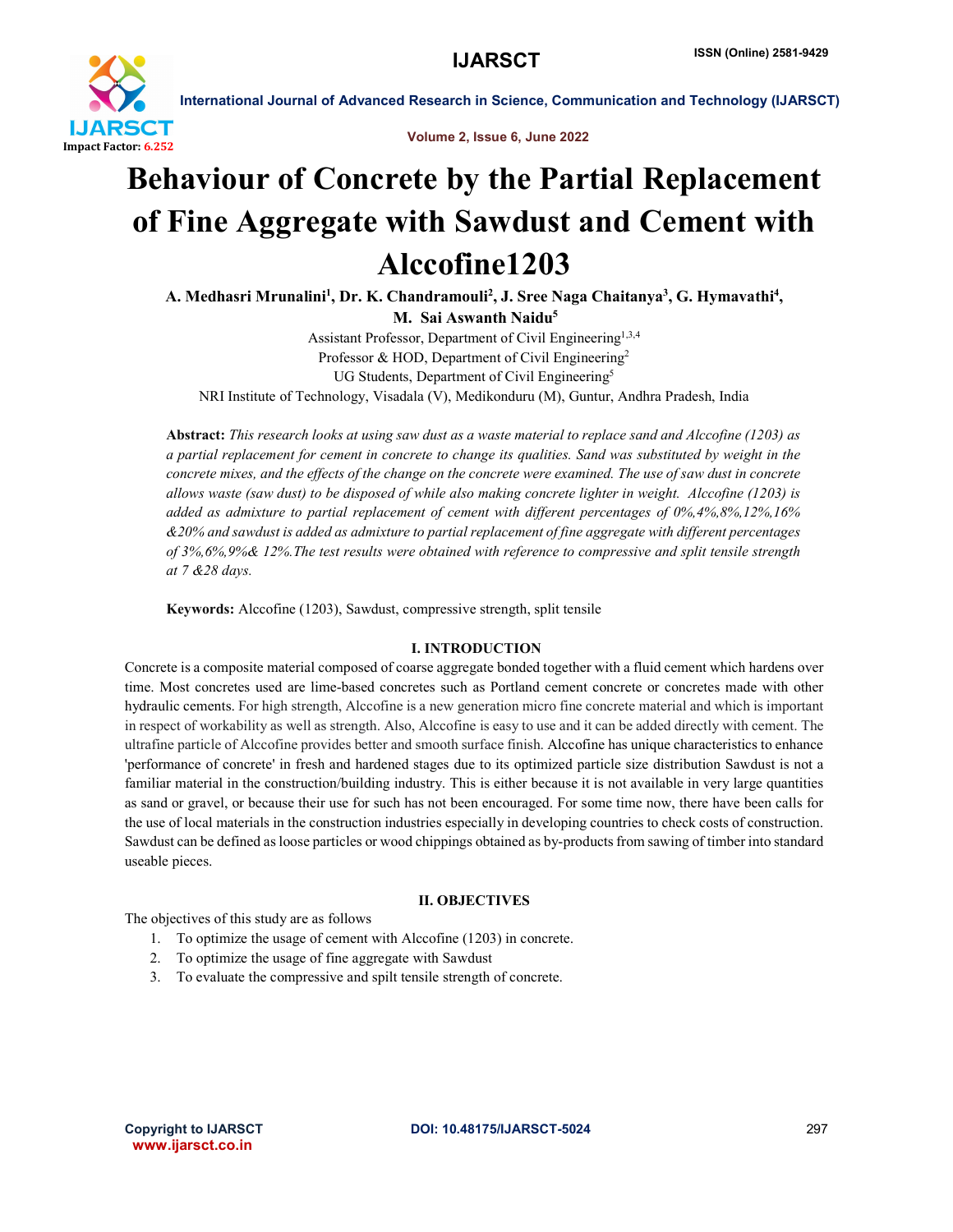# Behaviour of Concrete by the Partial Replacement of Fine Aggregate with Sawdust and Cement with Alccofine1203

**A. Medhasri Mrunalini[1], Dr. K. Chandramouli[2], J. Sree Naga Chaitanya[3], G. Hymavathi[4], M. Sai Aswanth Naidu[5]**

Assistant Professor, Department of Civil Engineering[1,3,4]
Professor & HOD, Department of Civil Engineering[2]
UG Students, Department of Civil Engineering[5]
NRI Institute of Technology, Visadala (V), Medikonduru (M), Guntur, Andhra Pradesh, India

**Abstract:** *This research looks at using saw dust as a waste material to replace sand and Alccofine (1203) as a partial replacement for cement in concrete to change its qualities. Sand was substituted by weight in the concrete mixes, and the effects of the change on the concrete were examined. The use of saw dust in concrete allows waste (saw dust) to be disposed of while also making concrete lighter in weight. Alccofine (1203) is added as admixture to partial replacement of cement with different percentages of 0%,4%,8%,12%,16% &20% and sawdust is added as admixture to partial replacement of fine aggregate with different percentages of 3%,6%,9%& 12%.The test results were obtained with reference to compressive and split tensile strength at 7 &28 days.*

**Keywords:** Alccofine (1203), Sawdust, compressive strength, split tensile

## I. INTRODUCTION

Concrete is a composite material composed of coarse aggregate bonded together with a fluid cement which hardens over time. Most concretes used are lime-based concretes such as Portland cement concrete or concretes made with other hydraulic cements. For high strength, Alccofine is a new generation micro fine concrete material and which is important in respect of workability as well as strength. Also, Alccofine is easy to use and it can be added directly with cement. The ultrafine particle of Alccofine provides better and smooth surface finish. Alccofine has unique characteristics to enhance 'performance of concrete' in fresh and hardened stages due to its optimized particle size distribution Sawdust is not a familiar material in the construction/building industry. This is either because it is not available in very large quantities as sand or gravel, or because their use for such has not been encouraged. For some time now, there have been calls for the use of local materials in the construction industries especially in developing countries to check costs of construction. Sawdust can be defined as loose particles or wood chippings obtained as by-products from sawing of timber into standard useable pieces.

## II. OBJECTIVES

The objectives of this study are as follows

1. To optimize the usage of cement with Alccofine (1203) in concrete.
2. To optimize the usage of fine aggregate with Sawdust
3. To evaluate the compressive and spilt tensile strength of concrete.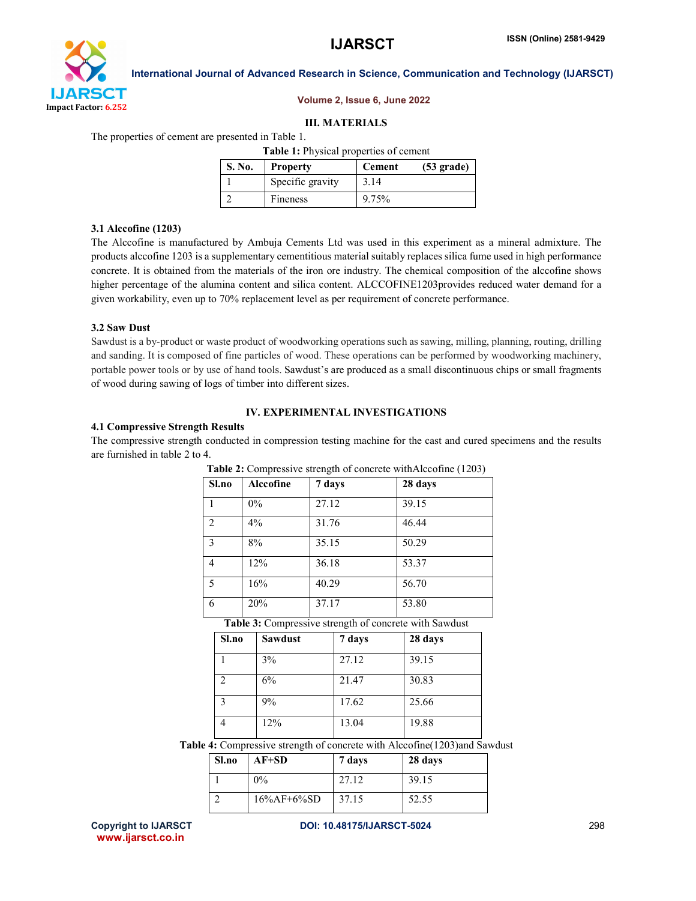## III. MATERIALS

The properties of cement are presented in Table 1.

**Table 1:** Physical properties of cement

| S. No. | Property | Cement (53 grade) |
|---|---|---|
| 1 | Specific gravity | 3.14 |
| 2 | Fineness | 9.75% |

### 3.1 Alccofine (1203)

The Alccofine is manufactured by Ambuja Cements Ltd was used in this experiment as a mineral admixture. The products alccofine 1203 is a supplementary cementitious material suitably replaces silica fume used in high performance concrete. It is obtained from the materials of the iron ore industry. The chemical composition of the alccofine shows higher percentage of the alumina content and silica content. ALCCOFINE1203provides reduced water demand for a given workability, even up to 70% replacement level as per requirement of concrete performance.

### 3.2 Saw Dust

Sawdust is a by-product or waste product of woodworking operations such as sawing, milling, planning, routing, drilling and sanding. It is composed of fine particles of wood. These operations can be performed by woodworking machinery, portable power tools or by use of hand tools. Sawdust's are produced as a small discontinuous chips or small fragments of wood during sawing of logs of timber into different sizes.

## IV. EXPERIMENTAL INVESTIGATIONS

### 4.1 Compressive Strength Results

The compressive strength conducted in compression testing machine for the cast and cured specimens and the results are furnished in table 2 to 4.

**Table 2:** Compressive strength of concrete withAlccofine (1203)

| Sl.no | Alccofine | 7 days | 28 days |
|---|---|---|---|
| 1 | 0% | 27.12 | 39.15 |
| 2 | 4% | 31.76 | 46.44 |
| 3 | 8% | 35.15 | 50.29 |
| 4 | 12% | 36.18 | 53.37 |
| 5 | 16% | 40.29 | 56.70 |
| 6 | 20% | 37.17 | 53.80 |

**Table 3:** Compressive strength of concrete with Sawdust

| Sl.no | Sawdust | 7 days | 28 days |
|---|---|---|---|
| 1 | 3% | 27.12 | 39.15 |
| 2 | 6% | 21.47 | 30.83 |
| 3 | 9% | 17.62 | 25.66 |
| 4 | 12% | 13.04 | 19.88 |

**Table 4:** Compressive strength of concrete with Alccofine(1203)and Sawdust

| Sl.no | AF+SD | 7 days | 28 days |
|---|---|---|---|
| 1 | 0% | 27.12 | 39.15 |
| 2 | 16%AF+6%SD | 37.15 | 52.55 |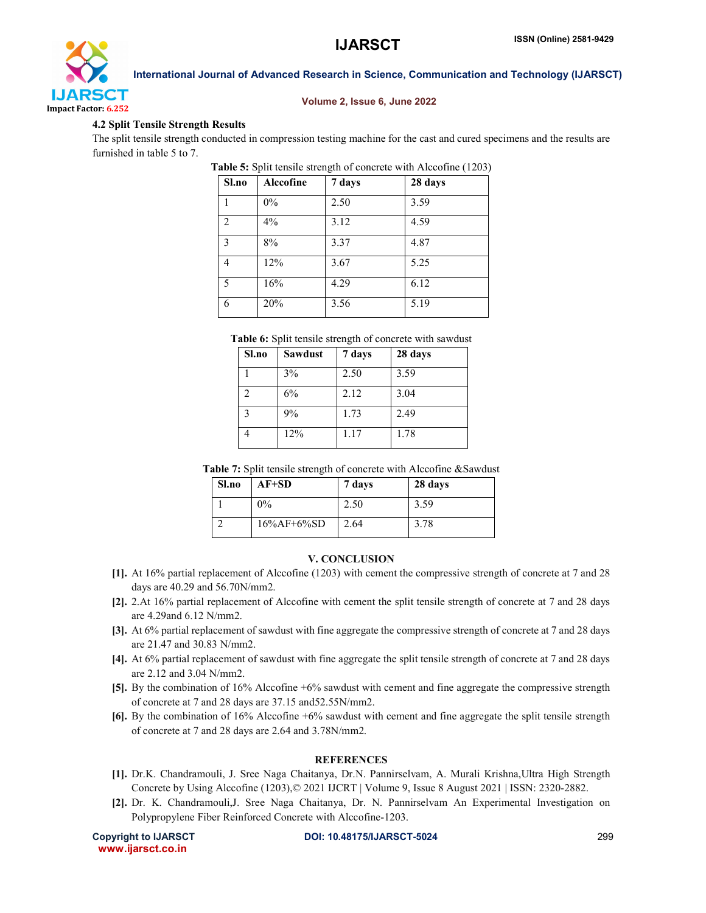### 4.2 Split Tensile Strength Results

The split tensile strength conducted in compression testing machine for the cast and cured specimens and the results are furnished in table 5 to 7.

**Table 5:** Split tensile strength of concrete with Alccofine (1203)

| Sl.no | Alccofine | 7 days | 28 days |
|---|---|---|---|
| 1 | 0% | 2.50 | 3.59 |
| 2 | 4% | 3.12 | 4.59 |
| 3 | 8% | 3.37 | 4.87 |
| 4 | 12% | 3.67 | 5.25 |
| 5 | 16% | 4.29 | 6.12 |
| 6 | 20% | 3.56 | 5.19 |

**Table 6:** Split tensile strength of concrete with sawdust

| Sl.no | Sawdust | 7 days | 28 days |
|---|---|---|---|
| 1 | 3% | 2.50 | 3.59 |
| 2 | 6% | 2.12 | 3.04 |
| 3 | 9% | 1.73 | 2.49 |
| 4 | 12% | 1.17 | 1.78 |

**Table 7:** Split tensile strength of concrete with Alccofine &Sawdust

| Sl.no | AF+SD | 7 days | 28 days |
|---|---|---|---|
| 1 | 0% | 2.50 | 3.59 |
| 2 | 16%AF+6%SD | 2.64 | 3.78 |

## V. CONCLUSION

[1]. At 16% partial replacement of Alccofine (1203) with cement the compressive strength of concrete at 7 and 28 days are 40.29 and 56.70N/mm2.

[2]. 2.At 16% partial replacement of Alccofine with cement the split tensile strength of concrete at 7 and 28 days are 4.29and 6.12 N/mm2.

[3]. At 6% partial replacement of sawdust with fine aggregate the compressive strength of concrete at 7 and 28 days are 21.47 and 30.83 N/mm2.

[4]. At 6% partial replacement of sawdust with fine aggregate the split tensile strength of concrete at 7 and 28 days are 2.12 and 3.04 N/mm2.

[5]. By the combination of 16% Alccofine +6% sawdust with cement and fine aggregate the compressive strength of concrete at 7 and 28 days are 37.15 and52.55N/mm2.

[6]. By the combination of 16% Alccofine +6% sawdust with cement and fine aggregate the split tensile strength of concrete at 7 and 28 days are 2.64 and 3.78N/mm2.

## REFERENCES

[1]. Dr.K. Chandramouli, J. Sree Naga Chaitanya, Dr.N. Pannirselvam, A. Murali Krishna,Ultra High Strength Concrete by Using Alccofine (1203),© 2021 IJCRT | Volume 9, Issue 8 August 2021 | ISSN: 2320-2882.

[2]. Dr. K. Chandramouli,J. Sree Naga Chaitanya, Dr. N. Pannirselvam An Experimental Investigation on Polypropylene Fiber Reinforced Concrete with Alccofine-1203.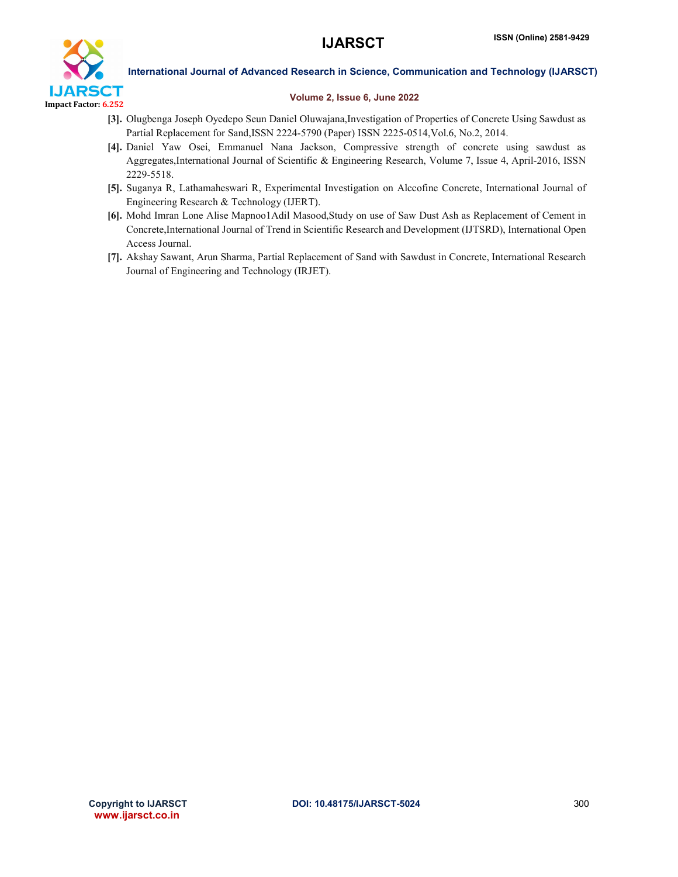[3]. Olugbenga Joseph Oyedepo Seun Daniel Oluwajana,Investigation of Properties of Concrete Using Sawdust as Partial Replacement for Sand,ISSN 2224-5790 (Paper) ISSN 2225-0514,Vol.6, No.2, 2014.

[4]. Daniel Yaw Osei, Emmanuel Nana Jackson, Compressive strength of concrete using sawdust as Aggregates,International Journal of Scientific & Engineering Research, Volume 7, Issue 4, April-2016, ISSN 2229-5518.

[5]. Suganya R, Lathamaheswari R, Experimental Investigation on Alccofine Concrete, International Journal of Engineering Research & Technology (IJERT).

[6]. Mohd Imran Lone Alise Mapnoo1Adil Masood,Study on use of Saw Dust Ash as Replacement of Cement in Concrete,International Journal of Trend in Scientific Research and Development (IJTSRD), International Open Access Journal.

[7]. Akshay Sawant, Arun Sharma, Partial Replacement of Sand with Sawdust in Concrete, International Research Journal of Engineering and Technology (IRJET).